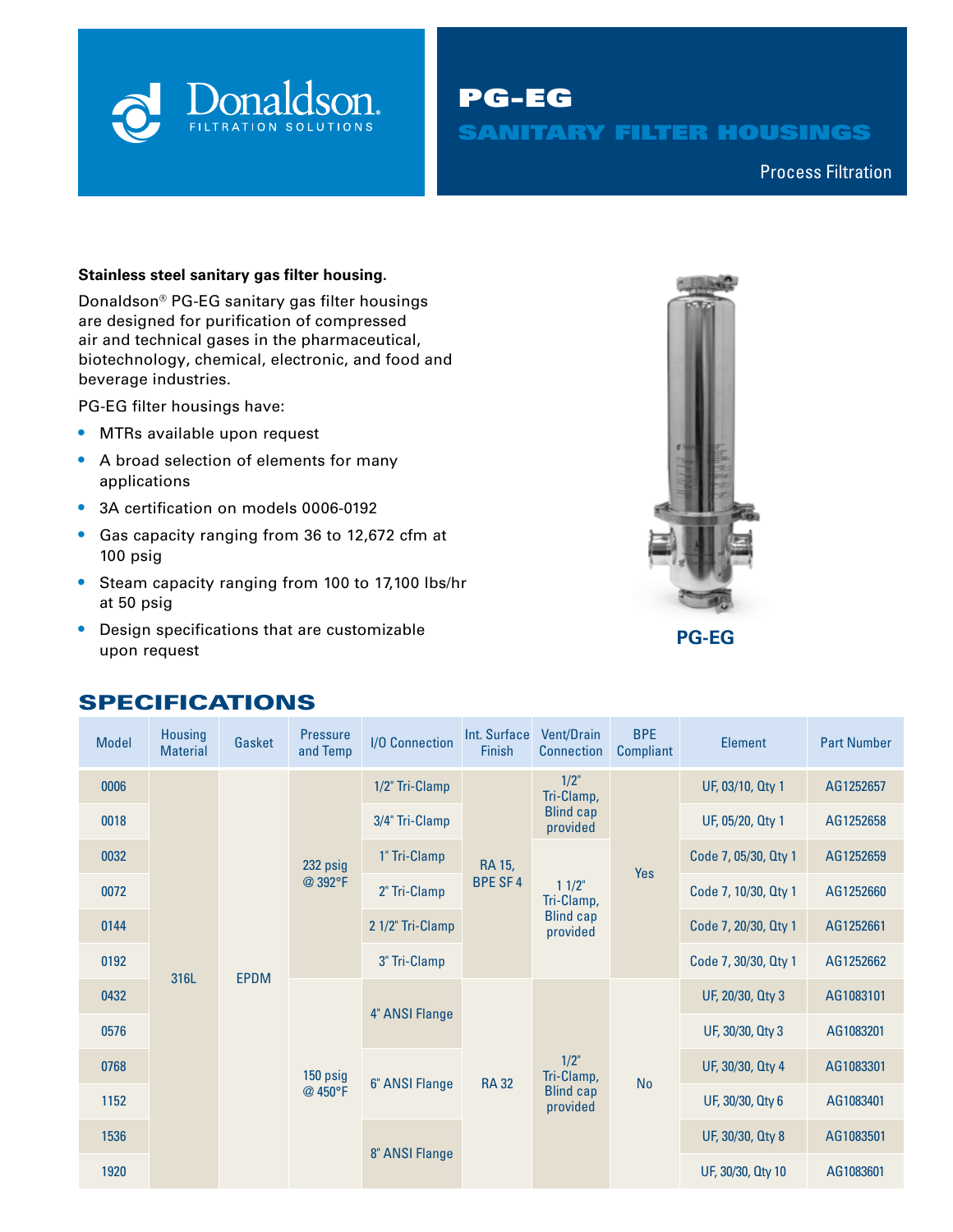Donaldson. FILTRATION SOLUTIONS

# PG-EG
## SANITARY FILTER HOUSINGS

Process Filtration

**Stainless steel sanitary gas filter housing.**

Donaldson® PG-EG sanitary gas filter housings are designed for purification of compressed air and technical gases in the pharmaceutical, biotechnology, chemical, electronic, and food and beverage industries.

PG-EG filter housings have:

- MTRs available upon request
- A broad selection of elements for many applications
- 3A certification on models 0006-0192
- Gas capacity ranging from 36 to 12,672 cfm at 100 psig
- Steam capacity ranging from 100 to 17,100 lbs/hr at 50 psig
- Design specifications that are customizable upon request

**PG-EG**

## SPECIFICATIONS

| Model | Housing Material | Gasket | Pressure and Temp | I/O Connection | Int. Surface Finish | Vent/Drain Connection | BPE Compliant | Element | Part Number |
|---|---|---|---|---|---|---|---|---|---|
| 0006 | 316L | EPDM | 232 psig @ 392°F | 1/2" Tri-Clamp | RA 15, BPE SF 4 | 1/2" Tri-Clamp, Blind cap provided | Yes | UF, 03/10, Qty 1 | AG1252657 |
| 0018 | | | | 3/4" Tri-Clamp | | | | UF, 05/20, Qty 1 | AG1252658 |
| 0032 | | | | 1" Tri-Clamp | | 1 1/2" Tri-Clamp, Blind cap provided | | Code 7, 05/30, Qty 1 | AG1252659 |
| 0072 | | | | 2" Tri-Clamp | | | | Code 7, 10/30, Qty 1 | AG1252660 |
| 0144 | | | | 2 1/2" Tri-Clamp | | | | Code 7, 20/30, Qty 1 | AG1252661 |
| 0192 | | | | 3" Tri-Clamp | | | | Code 7, 30/30, Qty 1 | AG1252662 |
| 0432 | | | 150 psig @ 450°F | 4" ANSI Flange | RA 32 | 1/2" Tri-Clamp, Blind cap provided | No | UF, 20/30, Qty 3 | AG1083101 |
| 0576 | | | | | | | | UF, 30/30, Qty 3 | AG1083201 |
| 0768 | | | | 6" ANSI Flange | | | | UF, 30/30, Qty 4 | AG1083301 |
| 1152 | | | | | | | | UF, 30/30, Qty 6 | AG1083401 |
| 1536 | | | | 8" ANSI Flange | | | | UF, 30/30, Qty 8 | AG1083501 |
| 1920 | | | | | | | | UF, 30/30, Qty 10 | AG1083601 |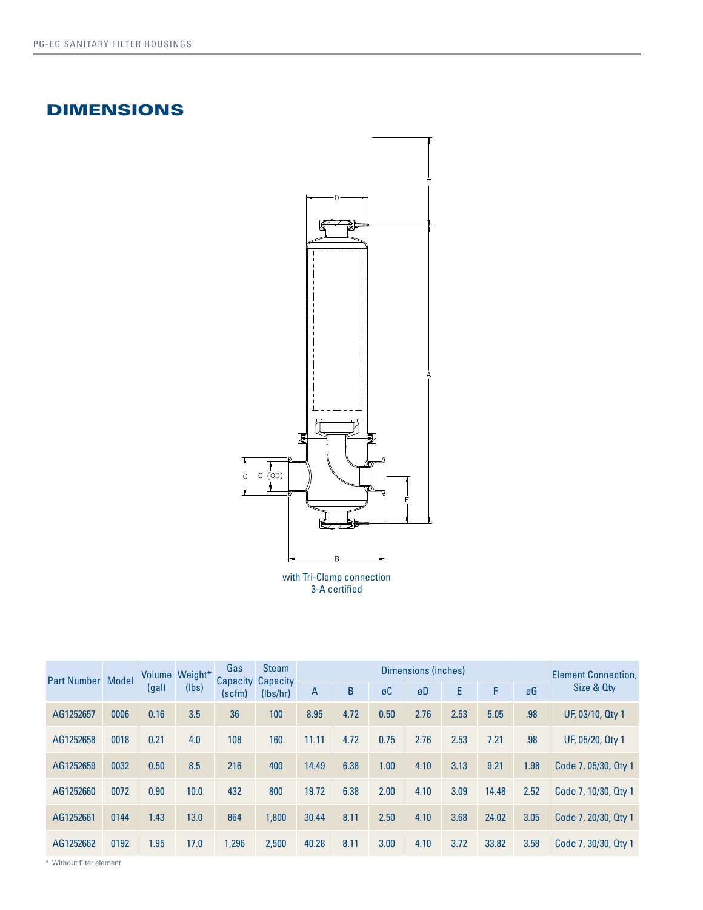## DIMENSIONS

with Tri-Clamp connection
3-A certified

| Part Number | Model | Volume (gal) | Weight* (lbs) | Gas Capacity (scfm) | Steam Capacity (lbs/hr) | Dimensions (inches) | | | | | | | Element Connection, Size & Qty |
|---|---|---|---|---|---|---|---|---|---|---|---|---|---|
| | | | | | | A | B | øC | øD | E | F | øG | |
| AG1252657 | 0006 | 0.16 | 3.5 | 36 | 100 | 8.95 | 4.72 | 0.50 | 2.76 | 2.53 | 5.05 | .98 | UF, 03/10, Qty 1 |
| AG1252658 | 0018 | 0.21 | 4.0 | 108 | 160 | 11.11 | 4.72 | 0.75 | 2.76 | 2.53 | 7.21 | .98 | UF, 05/20, Qty 1 |
| AG1252659 | 0032 | 0.50 | 8.5 | 216 | 400 | 14.49 | 6.38 | 1.00 | 4.10 | 3.13 | 9.21 | 1.98 | Code 7, 05/30, Qty 1 |
| AG1252660 | 0072 | 0.90 | 10.0 | 432 | 800 | 19.72 | 6.38 | 2.00 | 4.10 | 3.09 | 14.48 | 2.52 | Code 7, 10/30, Qty 1 |
| AG1252661 | 0144 | 1.43 | 13.0 | 864 | 1,800 | 30.44 | 8.11 | 2.50 | 4.10 | 3.68 | 24.02 | 3.05 | Code 7, 20/30, Qty 1 |
| AG1252662 | 0192 | 1.95 | 17.0 | 1,296 | 2,500 | 40.28 | 8.11 | 3.00 | 4.10 | 3.72 | 33.82 | 3.58 | Code 7, 30/30, Qty 1 |

* Without filter element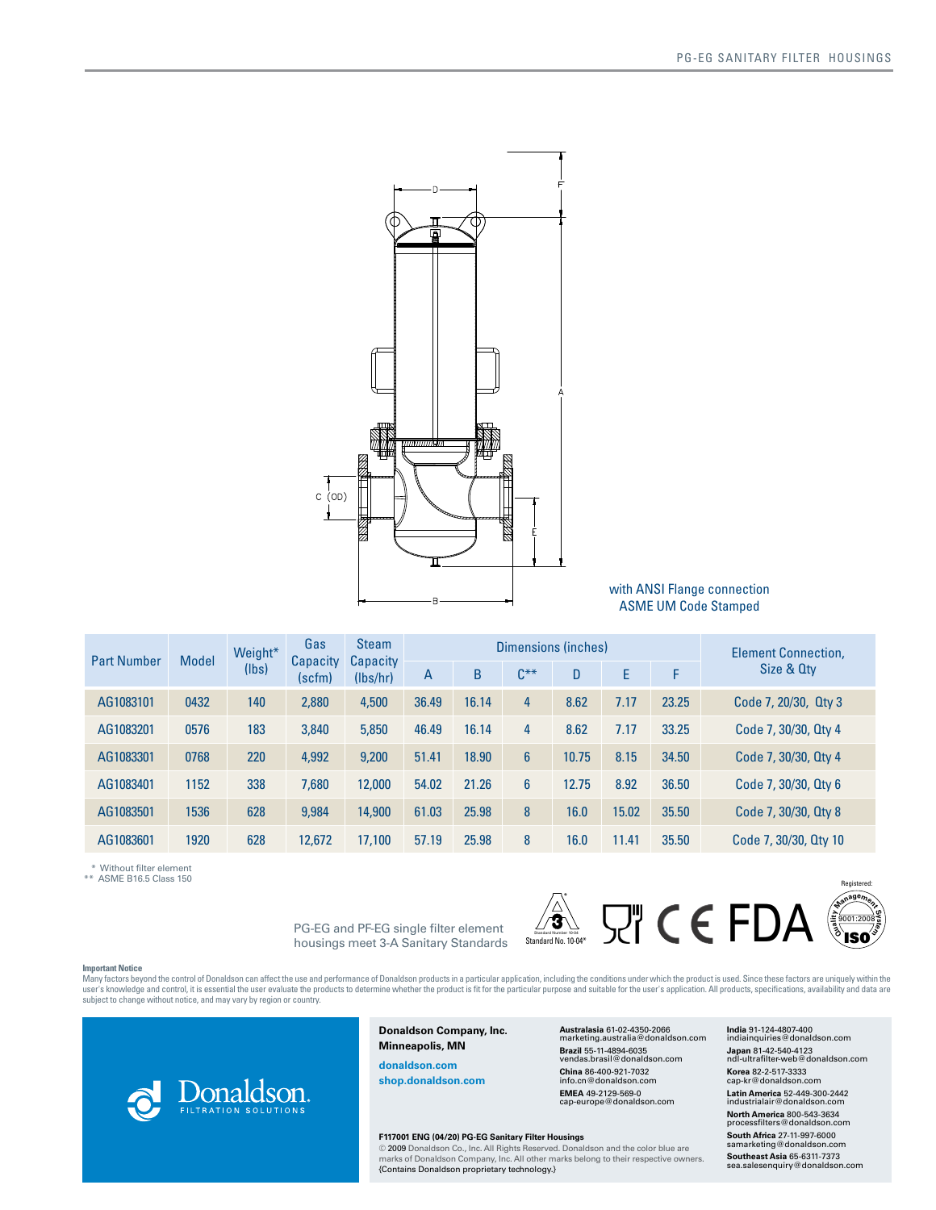with ANSI Flange connection
ASME UM Code Stamped

| Part Number | Model | Weight* (lbs) | Gas Capacity (scfm) | Steam Capacity (lbs/hr) | Dimensions (inches) | | | | | | Element Connection, Size & Qty |
|---|---|---|---|---|---|---|---|---|---|---|---|
| | | | | | A | B | C** | D | E | F | |
| AG1083101 | 0432 | 140 | 2,880 | 4,500 | 36.49 | 16.14 | 4 | 8.62 | 7.17 | 23.25 | Code 7, 20/30, Qty 3 |
| AG1083201 | 0576 | 183 | 3,840 | 5,850 | 46.49 | 16.14 | 4 | 8.62 | 7.17 | 33.25 | Code 7, 30/30, Qty 4 |
| AG1083301 | 0768 | 220 | 4,992 | 9,200 | 51.41 | 18.90 | 6 | 10.75 | 8.15 | 34.50 | Code 7, 30/30, Qty 4 |
| AG1083401 | 1152 | 338 | 7,680 | 12,000 | 54.02 | 21.26 | 6 | 12.75 | 8.92 | 36.50 | Code 7, 30/30, Qty 6 |
| AG1083501 | 1536 | 628 | 9,984 | 14,900 | 61.03 | 25.98 | 8 | 16.0 | 15.02 | 35.50 | Code 7, 30/30, Qty 8 |
| AG1083601 | 1920 | 628 | 12,672 | 17,100 | 57.19 | 25.98 | 8 | 16.0 | 11.41 | 35.50 | Code 7, 30/30, Qty 10 |

\* Without filter element
\*\* ASME B16.5 Class 150

PG-EG and PF-EG single filter element housings meet 3-A Sanitary Standards

Standard No. 10-04*

**Important Notice**
Many factors beyond the control of Donaldson can affect the use and performance of Donaldson products in a particular application, including the conditions under which the product is used. Since these factors are uniquely within the user's knowledge and control, it is essential the user evaluate the products to determine whether the product is fit for the particular purpose and suitable for the user's application. All products, specifications, availability and data are subject to change without notice, and may vary by region or country.

Donaldson. FILTRATION SOLUTIONS

**Donaldson Company, Inc.**
**Minneapolis, MN**

**donaldson.com**
**shop.donaldson.com**

**Australasia** 61-02-4350-2066
marketing.australia@donaldson.com
**Brazil** 55-11-4894-6035
vendas.brasil@donaldson.com
**China** 86-400-921-7032
info.cn@donaldson.com
**EMEA** 49-2129-569-0
cap-europe@donaldson.com

**India** 91-124-4807-400
indiainquiries@donaldson.com
**Japan** 81-42-540-4123
ndl-ultrafilter-web@donaldson.com
**Korea** 82-2-517-3333
cap-kr@donaldson.com
**Latin America** 52-449-300-2442
industrialair@donaldson.com
**North America** 800-543-3634
processfilters@donaldson.com
**South Africa** 27-11-997-6000
samarketing@donaldson.com
**Southeast Asia** 65-6311-7373
sea.salesenquiry@donaldson.com

**F117001 ENG (04/20) PG-EG Sanitary Filter Housings**
© 2009 Donaldson Co., Inc. All Rights Reserved. Donaldson and the color blue are marks of Donaldson Company, Inc. All other marks belong to their respective owners.
{Contains Donaldson proprietary technology.}